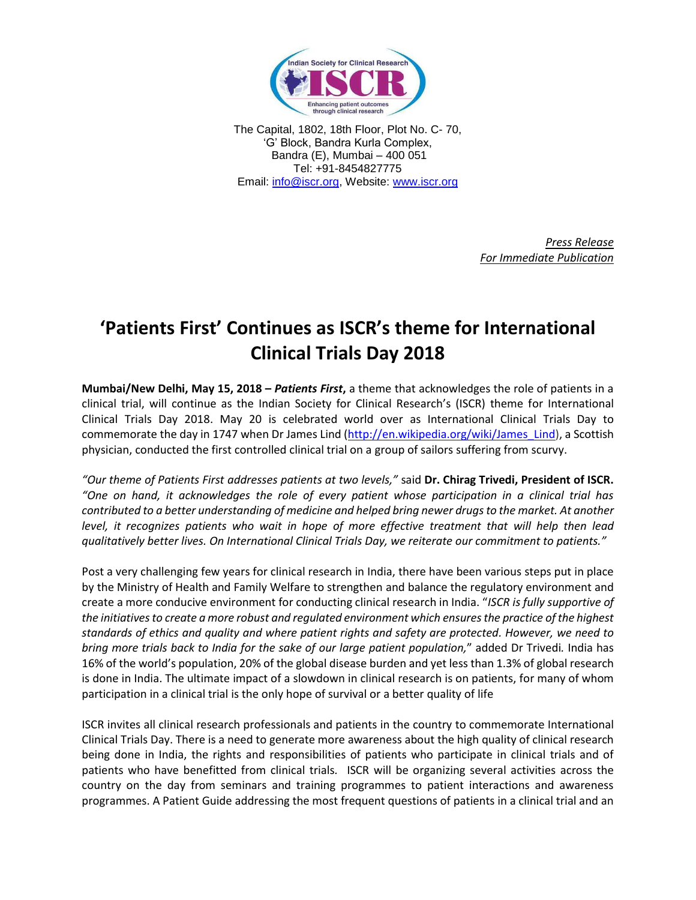Indian Society for Clinical Research

ISCR

Enhancing patient outcomes through clinical research

The Capital, 1802, 18th Floor, Plot No. C- 70,
'G' Block, Bandra Kurla Complex,
Bandra (E), Mumbai – 400 051
Tel: +91-8454827775
Email: info@iscr.org, Website: www.iscr.org

*Press Release*
*For Immediate Publication*

# 'Patients First' Continues as ISCR's theme for International Clinical Trials Day 2018

**Mumbai/New Delhi, May 15, 2018 –** ***Patients First*****,** a theme that acknowledges the role of patients in a clinical trial, will continue as the Indian Society for Clinical Research's (ISCR) theme for International Clinical Trials Day 2018. May 20 is celebrated world over as International Clinical Trials Day to commemorate the day in 1747 when Dr James Lind (http://en.wikipedia.org/wiki/James_Lind), a Scottish physician, conducted the first controlled clinical trial on a group of sailors suffering from scurvy.

*"Our theme of Patients First addresses patients at two levels,"* said **Dr. Chirag Trivedi, President of ISCR.** *"One on hand, it acknowledges the role of every patient whose participation in a clinical trial has contributed to a better understanding of medicine and helped bring newer drugs to the market. At another level, it recognizes patients who wait in hope of more effective treatment that will help then lead qualitatively better lives. On International Clinical Trials Day, we reiterate our commitment to patients."*

Post a very challenging few years for clinical research in India, there have been various steps put in place by the Ministry of Health and Family Welfare to strengthen and balance the regulatory environment and create a more conducive environment for conducting clinical research in India. "*ISCR is fully supportive of the initiatives to create a more robust and regulated environment which ensures the practice of the highest standards of ethics and quality and where patient rights and safety are protected. However, we need to bring more trials back to India for the sake of our large patient population,*" added Dr Trivedi. India has 16% of the world's population, 20% of the global disease burden and yet less than 1.3% of global research is done in India. The ultimate impact of a slowdown in clinical research is on patients, for many of whom participation in a clinical trial is the only hope of survival or a better quality of life

ISCR invites all clinical research professionals and patients in the country to commemorate International Clinical Trials Day. There is a need to generate more awareness about the high quality of clinical research being done in India, the rights and responsibilities of patients who participate in clinical trials and of patients who have benefitted from clinical trials. ISCR will be organizing several activities across the country on the day from seminars and training programmes to patient interactions and awareness programmes. A Patient Guide addressing the most frequent questions of patients in a clinical trial and an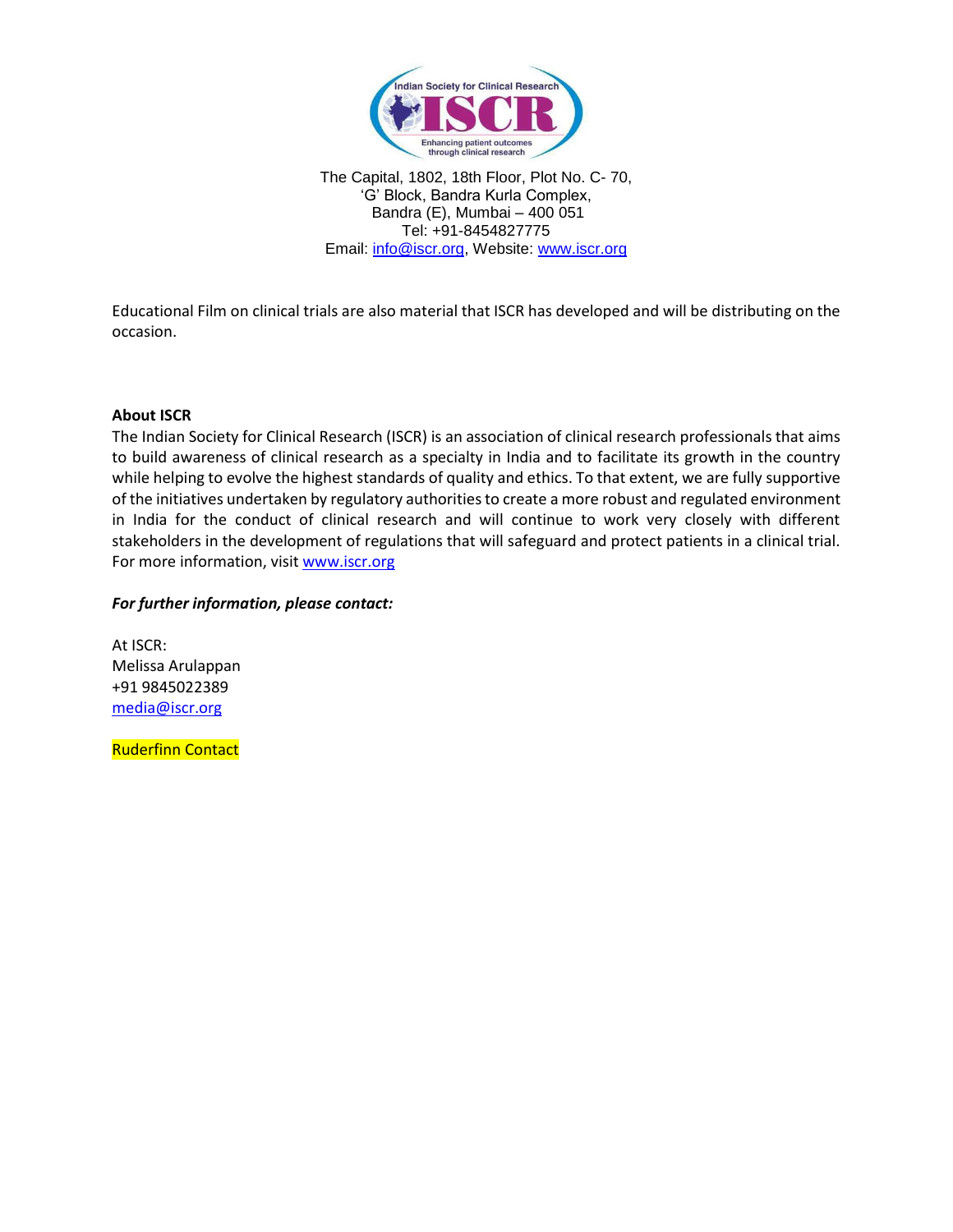The Capital, 1802, 18th Floor, Plot No. C- 70,
'G' Block, Bandra Kurla Complex,
Bandra (E), Mumbai – 400 051
Tel: +91-8454827775
Email: info@iscr.org, Website: www.iscr.org

Educational Film on clinical trials are also material that ISCR has developed and will be distributing on the occasion.

**About ISCR**

The Indian Society for Clinical Research (ISCR) is an association of clinical research professionals that aims to build awareness of clinical research as a specialty in India and to facilitate its growth in the country while helping to evolve the highest standards of quality and ethics. To that extent, we are fully supportive of the initiatives undertaken by regulatory authorities to create a more robust and regulated environment in India for the conduct of clinical research and will continue to work very closely with different stakeholders in the development of regulations that will safeguard and protect patients in a clinical trial. For more information, visit www.iscr.org

***For further information, please contact:***

At ISCR:
Melissa Arulappan
+91 9845022389
media@iscr.org

Ruderfinn Contact